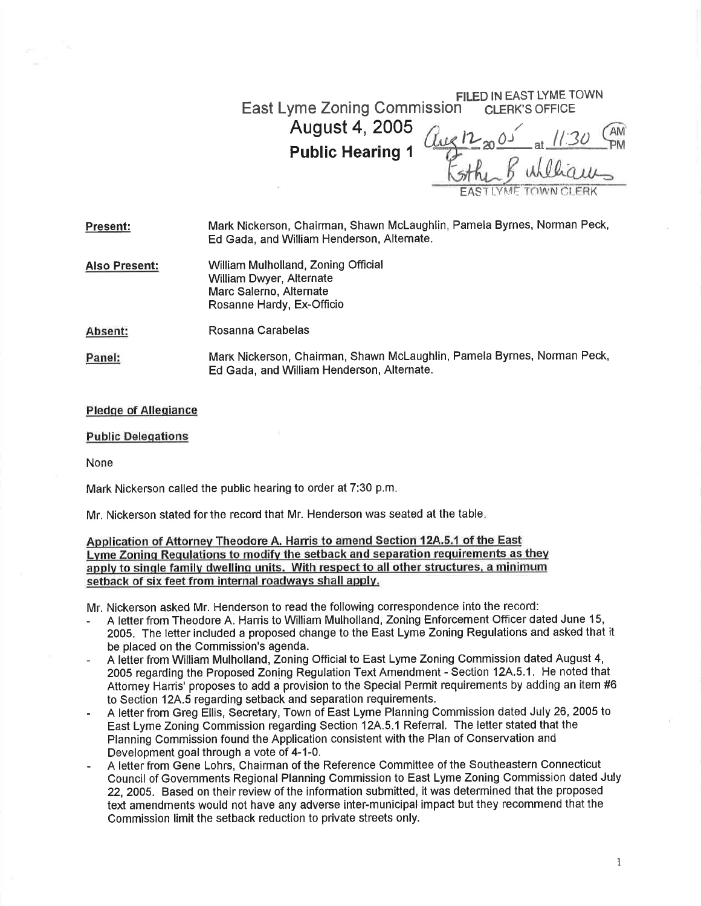FILED IN EAST LYME TOWN CLERK'S OFFICE

Aug 12 20 05 at 11:30 AM

Esther B. Williams

EAST LYME TOWN CLERK

# East Lyme Zoning Commission
## August 4, 2005
## Public Hearing 1

**Present:** Mark Nickerson, Chairman, Shawn McLaughlin, Pamela Byrnes, Norman Peck, Ed Gada, and William Henderson, Alternate.

**Also Present:** William Mulholland, Zoning Official
William Dwyer, Alternate
Marc Salerno, Alternate
Rosanne Hardy, Ex-Officio

**Absent:** Rosanna Carabelas

**Panel:** Mark Nickerson, Chairman, Shawn McLaughlin, Pamela Byrnes, Norman Peck, Ed Gada, and William Henderson, Alternate.

**Pledge of Allegiance**

**Public Delegations**

None

Mark Nickerson called the public hearing to order at 7:30 p.m.

Mr. Nickerson stated for the record that Mr. Henderson was seated at the table.

**Application of Attorney Theodore A. Harris to amend Section 12A.5.1 of the East Lyme Zoning Regulations to modify the setback and separation requirements as they apply to single family dwelling units. With respect to all other structures, a minimum setback of six feet from internal roadways shall apply.**

Mr. Nickerson asked Mr. Henderson to read the following correspondence into the record:

- A letter from Theodore A. Harris to William Mulholland, Zoning Enforcement Officer dated June 15, 2005. The letter included a proposed change to the East Lyme Zoning Regulations and asked that it be placed on the Commission's agenda.
- A letter from William Mulholland, Zoning Official to East Lyme Zoning Commission dated August 4, 2005 regarding the Proposed Zoning Regulation Text Amendment - Section 12A.5.1. He noted that Attorney Harris' proposes to add a provision to the Special Permit requirements by adding an item #6 to Section 12A.5 regarding setback and separation requirements.
- A letter from Greg Ellis, Secretary, Town of East Lyme Planning Commission dated July 26, 2005 to East Lyme Zoning Commission regarding Section 12A.5.1 Referral. The letter stated that the Planning Commission found the Application consistent with the Plan of Conservation and Development goal through a vote of 4-1-0.
- A letter from Gene Lohrs, Chairman of the Reference Committee of the Southeastern Connecticut Council of Governments Regional Planning Commission to East Lyme Zoning Commission dated July 22, 2005. Based on their review of the information submitted, it was determined that the proposed text amendments would not have any adverse inter-municipal impact but they recommend that the Commission limit the setback reduction to private streets only.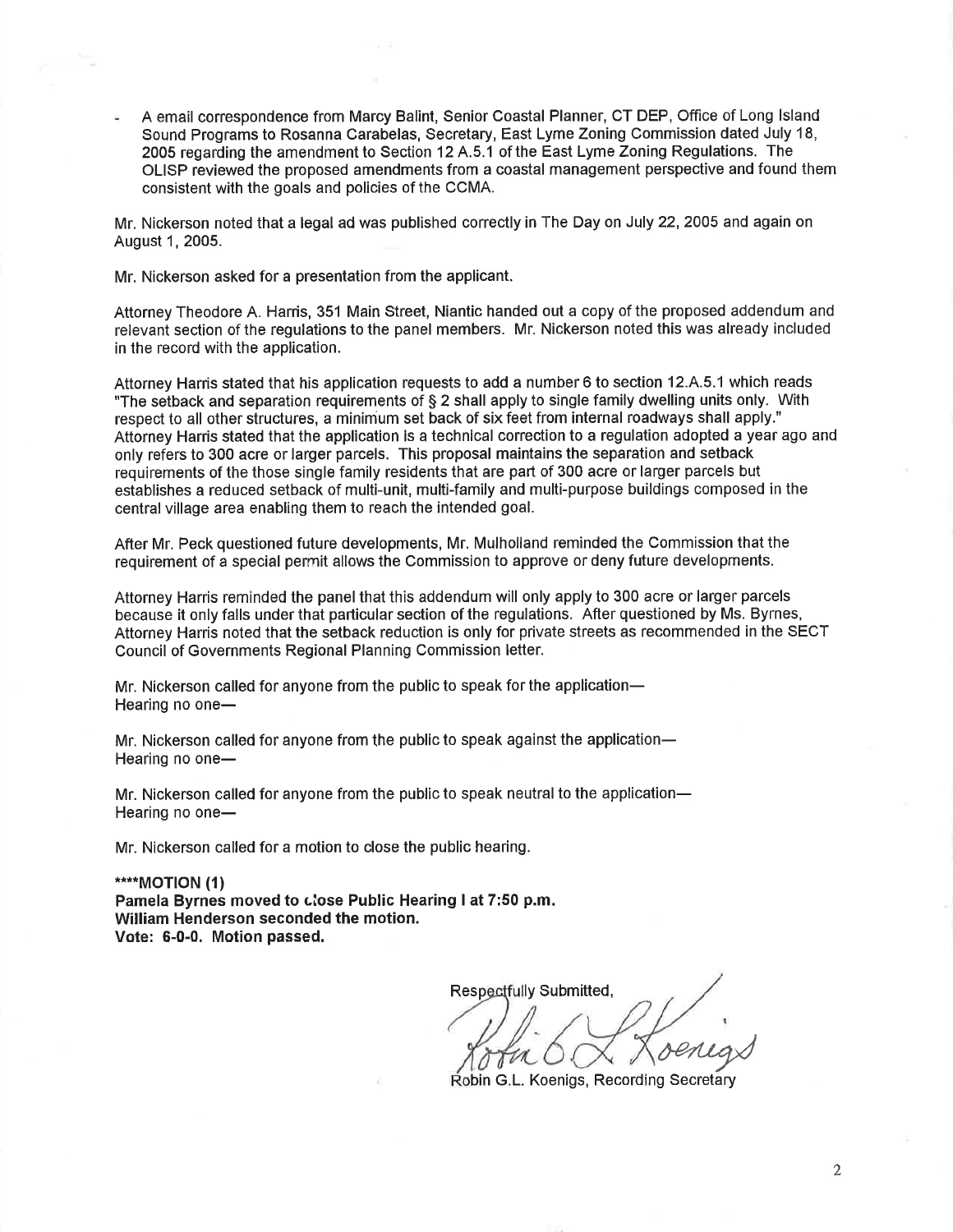- A email correspondence from Marcy Balint, Senior Coastal Planner, CT DEP, Office of Long Island Sound Programs to Rosanna Carabelas, Secretary, East Lyme Zoning Commission dated July 18, 2005 regarding the amendment to Section 12 A.5.1 of the East Lyme Zoning Regulations. The OLISP reviewed the proposed amendments from a coastal management perspective and found them consistent with the goals and policies of the CCMA.

Mr. Nickerson noted that a legal ad was published correctly in The Day on July 22, 2005 and again on August 1, 2005.

Mr. Nickerson asked for a presentation from the applicant.

Attorney Theodore A. Harris, 351 Main Street, Niantic handed out a copy of the proposed addendum and relevant section of the regulations to the panel members. Mr. Nickerson noted this was already included in the record with the application.

Attorney Harris stated that his application requests to add a number 6 to section 12.A.5.1 which reads "The setback and separation requirements of § 2 shall apply to single family dwelling units only. With respect to all other structures, a minimum set back of six feet from internal roadways shall apply." Attorney Harris stated that the application is a technical correction to a regulation adopted a year ago and only refers to 300 acre or larger parcels. This proposal maintains the separation and setback requirements of the those single family residents that are part of 300 acre or larger parcels but establishes a reduced setback of multi-unit, multi-family and multi-purpose buildings composed in the central village area enabling them to reach the intended goal.

After Mr. Peck questioned future developments, Mr. Mulholland reminded the Commission that the requirement of a special permit allows the Commission to approve or deny future developments.

Attorney Harris reminded the panel that this addendum will only apply to 300 acre or larger parcels because it only falls under that particular section of the regulations. After questioned by Ms. Byrnes, Attorney Harris noted that the setback reduction is only for private streets as recommended in the SECT Council of Governments Regional Planning Commission letter.

Mr. Nickerson called for anyone from the public to speak for the application—
Hearing no one—

Mr. Nickerson called for anyone from the public to speak against the application—
Hearing no one—

Mr. Nickerson called for anyone from the public to speak neutral to the application—
Hearing no one—

Mr. Nickerson called for a motion to close the public hearing.

**\*\*\*\*MOTION (1)**
**Pamela Byrnes moved to close Public Hearing I at 7:50 p.m.**
**William Henderson seconded the motion.**
**Vote: 6-0-0. Motion passed.**

Respectfully Submitted,

Robin G.L. Koenigs, Recording Secretary